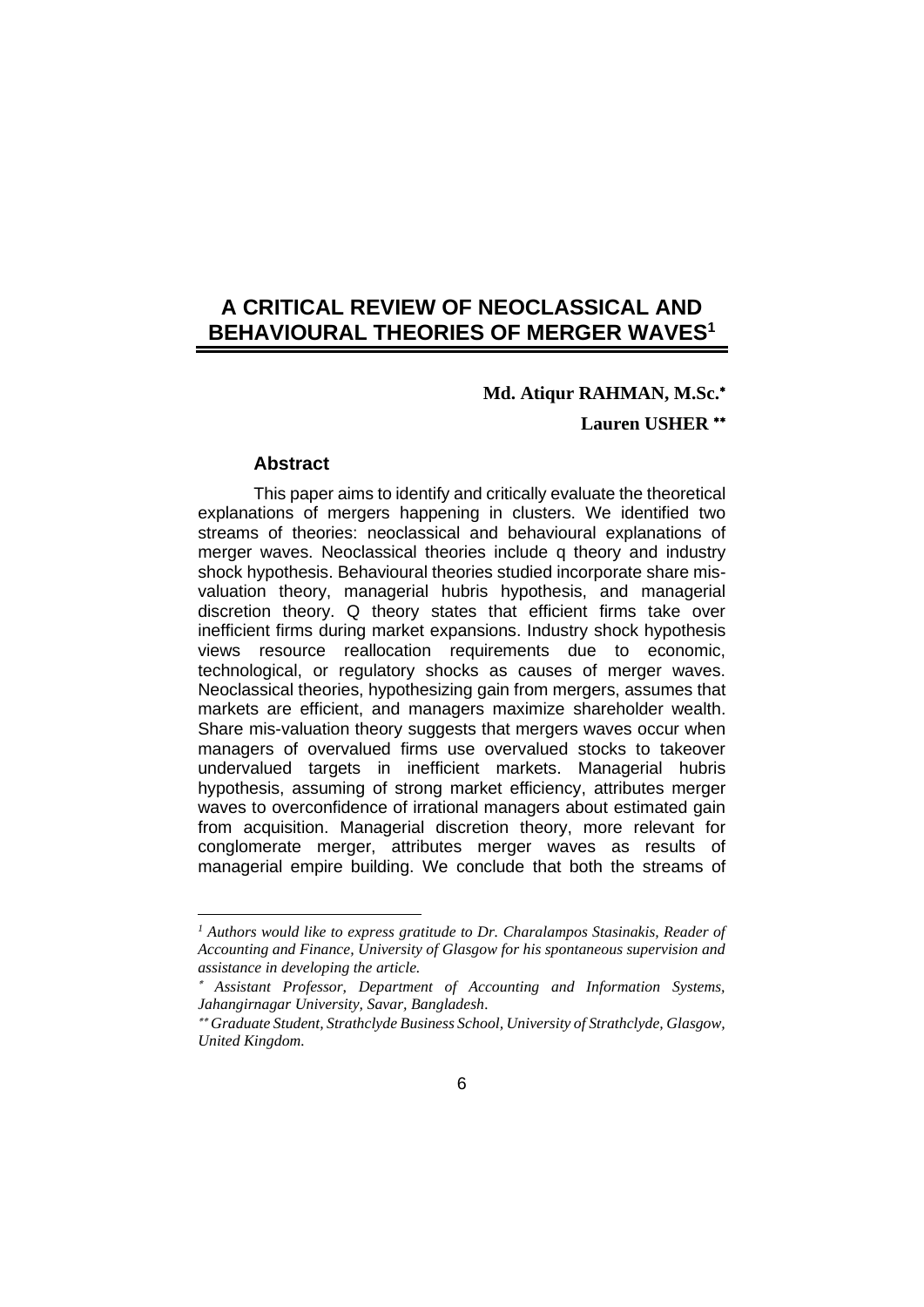# A CRITICAL REVIEW OF NEOCLASSICAL AND BEHAVIOURAL THEORIES OF MERGER WAVES[1]

**Md. Atiqur RAHMAN, M.Sc.**[*]

**Lauren USHER**[**]

## Abstract

This paper aims to identify and critically evaluate the theoretical explanations of mergers happening in clusters. We identified two streams of theories: neoclassical and behavioural explanations of merger waves. Neoclassical theories include q theory and industry shock hypothesis. Behavioural theories studied incorporate share mis-valuation theory, managerial hubris hypothesis, and managerial discretion theory. Q theory states that efficient firms take over inefficient firms during market expansions. Industry shock hypothesis views resource reallocation requirements due to economic, technological, or regulatory shocks as causes of merger waves. Neoclassical theories, hypothesizing gain from mergers, assumes that markets are efficient, and managers maximize shareholder wealth. Share mis-valuation theory suggests that mergers waves occur when managers of overvalued firms use overvalued stocks to takeover undervalued targets in inefficient markets. Managerial hubris hypothesis, assuming of strong market efficiency, attributes merger waves to overconfidence of irrational managers about estimated gain from acquisition. Managerial discretion theory, more relevant for conglomerate merger, attributes merger waves as results of managerial empire building. We conclude that both the streams of

---

*[1] Authors would like to express gratitude to Dr. Charalampos Stasinakis, Reader of Accounting and Finance, University of Glasgow for his spontaneous supervision and assistance in developing the article.*

*[*] Assistant Professor, Department of Accounting and Information Systems, Jahangirnagar University, Savar, Bangladesh.*

*[**] Graduate Student, Strathclyde Business School, University of Strathclyde, Glasgow, United Kingdom.*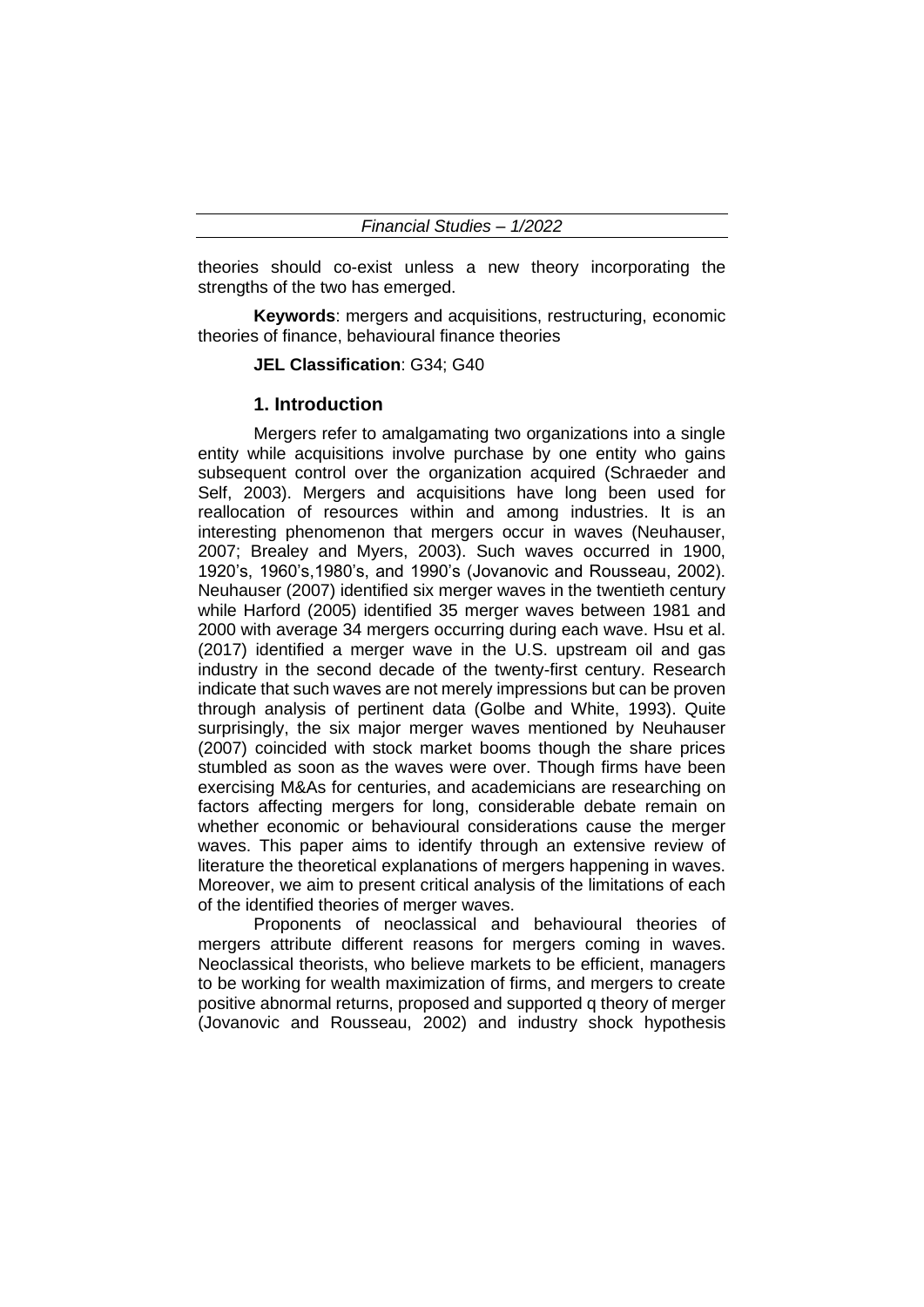theories should co-exist unless a new theory incorporating the strengths of the two has emerged.

**Keywords**: mergers and acquisitions, restructuring, economic theories of finance, behavioural finance theories

**JEL Classification**: G34; G40

## 1. Introduction

Mergers refer to amalgamating two organizations into a single entity while acquisitions involve purchase by one entity who gains subsequent control over the organization acquired (Schraeder and Self, 2003). Mergers and acquisitions have long been used for reallocation of resources within and among industries. It is an interesting phenomenon that mergers occur in waves (Neuhauser, 2007; Brealey and Myers, 2003). Such waves occurred in 1900, 1920's, 1960's,1980's, and 1990's (Jovanovic and Rousseau, 2002). Neuhauser (2007) identified six merger waves in the twentieth century while Harford (2005) identified 35 merger waves between 1981 and 2000 with average 34 mergers occurring during each wave. Hsu et al. (2017) identified a merger wave in the U.S. upstream oil and gas industry in the second decade of the twenty-first century. Research indicate that such waves are not merely impressions but can be proven through analysis of pertinent data (Golbe and White, 1993). Quite surprisingly, the six major merger waves mentioned by Neuhauser (2007) coincided with stock market booms though the share prices stumbled as soon as the waves were over. Though firms have been exercising M&As for centuries, and academicians are researching on factors affecting mergers for long, considerable debate remain on whether economic or behavioural considerations cause the merger waves. This paper aims to identify through an extensive review of literature the theoretical explanations of mergers happening in waves. Moreover, we aim to present critical analysis of the limitations of each of the identified theories of merger waves.

Proponents of neoclassical and behavioural theories of mergers attribute different reasons for mergers coming in waves. Neoclassical theorists, who believe markets to be efficient, managers to be working for wealth maximization of firms, and mergers to create positive abnormal returns, proposed and supported q theory of merger (Jovanovic and Rousseau, 2002) and industry shock hypothesis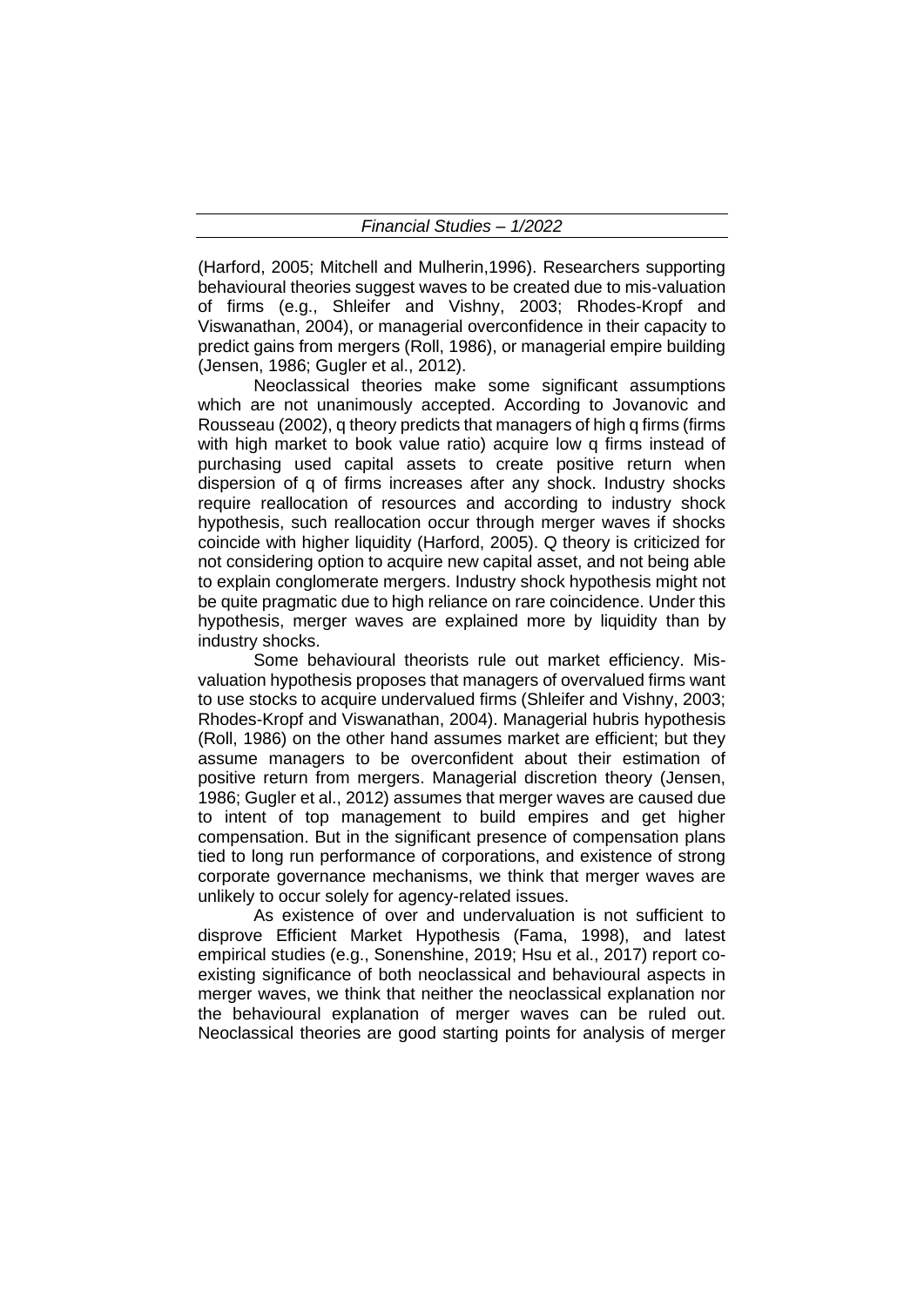(Harford, 2005; Mitchell and Mulherin,1996). Researchers supporting behavioural theories suggest waves to be created due to mis-valuation of firms (e.g., Shleifer and Vishny, 2003; Rhodes-Kropf and Viswanathan, 2004), or managerial overconfidence in their capacity to predict gains from mergers (Roll, 1986), or managerial empire building (Jensen, 1986; Gugler et al., 2012).

Neoclassical theories make some significant assumptions which are not unanimously accepted. According to Jovanovic and Rousseau (2002), q theory predicts that managers of high q firms (firms with high market to book value ratio) acquire low q firms instead of purchasing used capital assets to create positive return when dispersion of q of firms increases after any shock. Industry shocks require reallocation of resources and according to industry shock hypothesis, such reallocation occur through merger waves if shocks coincide with higher liquidity (Harford, 2005). Q theory is criticized for not considering option to acquire new capital asset, and not being able to explain conglomerate mergers. Industry shock hypothesis might not be quite pragmatic due to high reliance on rare coincidence. Under this hypothesis, merger waves are explained more by liquidity than by industry shocks.

Some behavioural theorists rule out market efficiency. Mis-valuation hypothesis proposes that managers of overvalued firms want to use stocks to acquire undervalued firms (Shleifer and Vishny, 2003; Rhodes-Kropf and Viswanathan, 2004). Managerial hubris hypothesis (Roll, 1986) on the other hand assumes market are efficient; but they assume managers to be overconfident about their estimation of positive return from mergers. Managerial discretion theory (Jensen, 1986; Gugler et al., 2012) assumes that merger waves are caused due to intent of top management to build empires and get higher compensation. But in the significant presence of compensation plans tied to long run performance of corporations, and existence of strong corporate governance mechanisms, we think that merger waves are unlikely to occur solely for agency-related issues.

As existence of over and undervaluation is not sufficient to disprove Efficient Market Hypothesis (Fama, 1998), and latest empirical studies (e.g., Sonenshine, 2019; Hsu et al., 2017) report co-existing significance of both neoclassical and behavioural aspects in merger waves, we think that neither the neoclassical explanation nor the behavioural explanation of merger waves can be ruled out. Neoclassical theories are good starting points for analysis of merger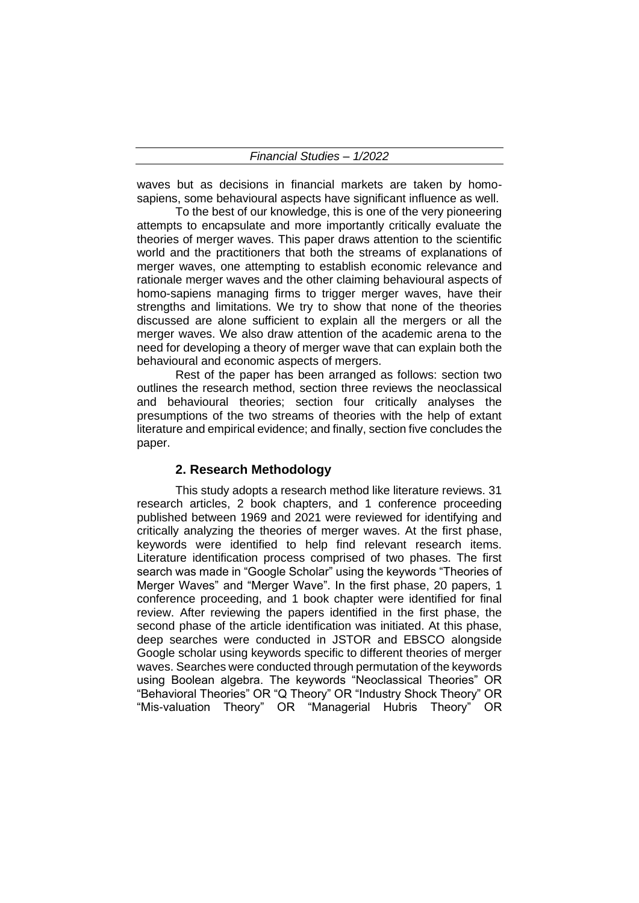waves but as decisions in financial markets are taken by homo-sapiens, some behavioural aspects have significant influence as well.

To the best of our knowledge, this is one of the very pioneering attempts to encapsulate and more importantly critically evaluate the theories of merger waves. This paper draws attention to the scientific world and the practitioners that both the streams of explanations of merger waves, one attempting to establish economic relevance and rationale merger waves and the other claiming behavioural aspects of homo-sapiens managing firms to trigger merger waves, have their strengths and limitations. We try to show that none of the theories discussed are alone sufficient to explain all the mergers or all the merger waves. We also draw attention of the academic arena to the need for developing a theory of merger wave that can explain both the behavioural and economic aspects of mergers.

Rest of the paper has been arranged as follows: section two outlines the research method, section three reviews the neoclassical and behavioural theories; section four critically analyses the presumptions of the two streams of theories with the help of extant literature and empirical evidence; and finally, section five concludes the paper.

## 2. Research Methodology

This study adopts a research method like literature reviews. 31 research articles, 2 book chapters, and 1 conference proceeding published between 1969 and 2021 were reviewed for identifying and critically analyzing the theories of merger waves. At the first phase, keywords were identified to help find relevant research items. Literature identification process comprised of two phases. The first search was made in "Google Scholar" using the keywords "Theories of Merger Waves" and "Merger Wave". In the first phase, 20 papers, 1 conference proceeding, and 1 book chapter were identified for final review. After reviewing the papers identified in the first phase, the second phase of the article identification was initiated. At this phase, deep searches were conducted in JSTOR and EBSCO alongside Google scholar using keywords specific to different theories of merger waves. Searches were conducted through permutation of the keywords using Boolean algebra. The keywords "Neoclassical Theories" OR "Behavioral Theories" OR "Q Theory" OR "Industry Shock Theory" OR "Mis-valuation Theory" OR "Managerial Hubris Theory" OR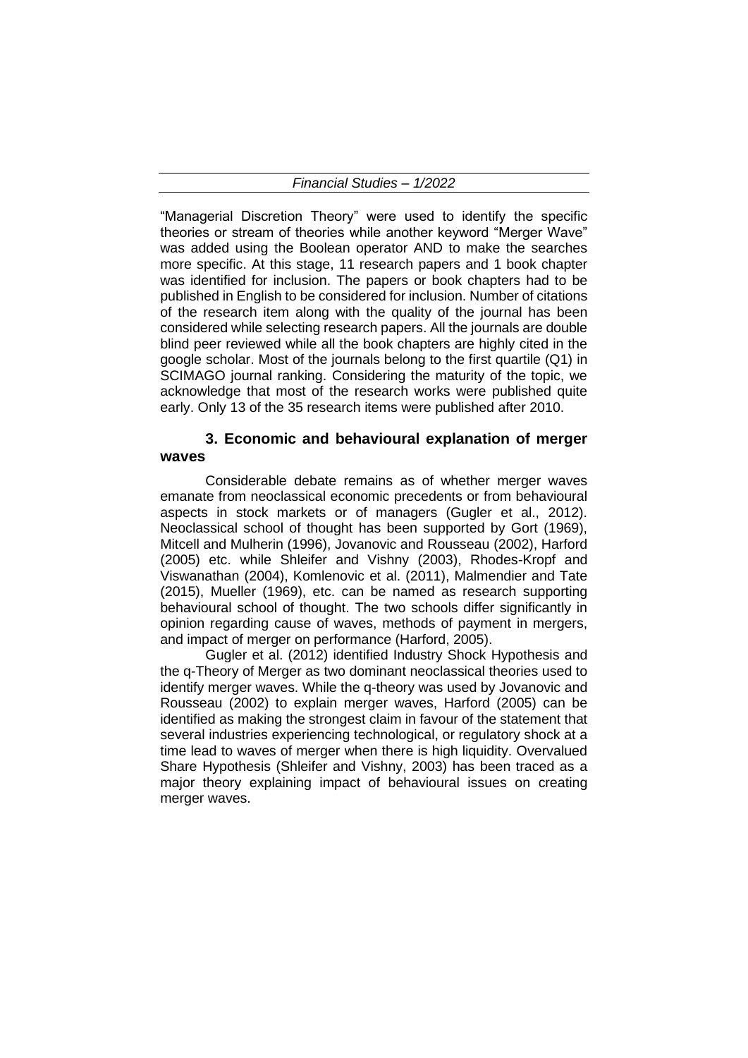"Managerial Discretion Theory" were used to identify the specific theories or stream of theories while another keyword "Merger Wave" was added using the Boolean operator AND to make the searches more specific. At this stage, 11 research papers and 1 book chapter was identified for inclusion. The papers or book chapters had to be published in English to be considered for inclusion. Number of citations of the research item along with the quality of the journal has been considered while selecting research papers. All the journals are double blind peer reviewed while all the book chapters are highly cited in the google scholar. Most of the journals belong to the first quartile (Q1) in SCIMAGO journal ranking. Considering the maturity of the topic, we acknowledge that most of the research works were published quite early. Only 13 of the 35 research items were published after 2010.

## 3. Economic and behavioural explanation of merger waves

Considerable debate remains as of whether merger waves emanate from neoclassical economic precedents or from behavioural aspects in stock markets or of managers (Gugler et al., 2012). Neoclassical school of thought has been supported by Gort (1969), Mitcell and Mulherin (1996), Jovanovic and Rousseau (2002), Harford (2005) etc. while Shleifer and Vishny (2003), Rhodes-Kropf and Viswanathan (2004), Komlenovic et al. (2011), Malmendier and Tate (2015), Mueller (1969), etc. can be named as research supporting behavioural school of thought. The two schools differ significantly in opinion regarding cause of waves, methods of payment in mergers, and impact of merger on performance (Harford, 2005).

Gugler et al. (2012) identified Industry Shock Hypothesis and the q-Theory of Merger as two dominant neoclassical theories used to identify merger waves. While the q-theory was used by Jovanovic and Rousseau (2002) to explain merger waves, Harford (2005) can be identified as making the strongest claim in favour of the statement that several industries experiencing technological, or regulatory shock at a time lead to waves of merger when there is high liquidity. Overvalued Share Hypothesis (Shleifer and Vishny, 2003) has been traced as a major theory explaining impact of behavioural issues on creating merger waves.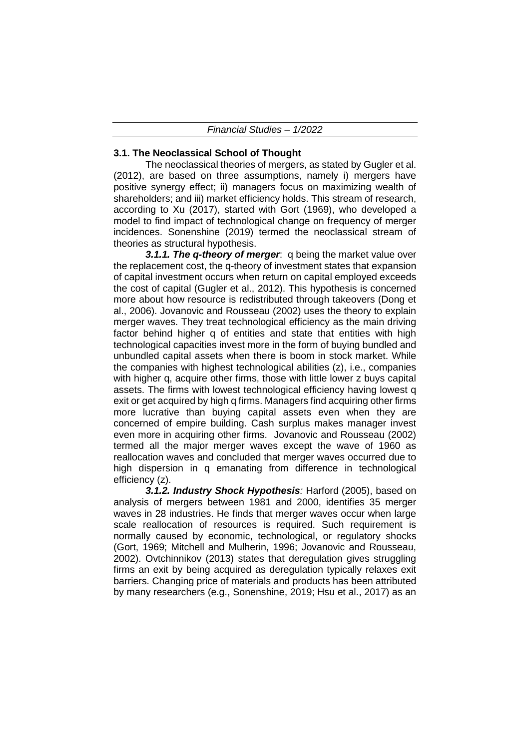### 3.1. The Neoclassical School of Thought

The neoclassical theories of mergers, as stated by Gugler et al. (2012), are based on three assumptions, namely i) mergers have positive synergy effect; ii) managers focus on maximizing wealth of shareholders; and iii) market efficiency holds. This stream of research, according to Xu (2017), started with Gort (1969), who developed a model to find impact of technological change on frequency of merger incidences. Sonenshine (2019) termed the neoclassical stream of theories as structural hypothesis.

***3.1.1. The q-theory of merger***: q being the market value over the replacement cost, the q-theory of investment states that expansion of capital investment occurs when return on capital employed exceeds the cost of capital (Gugler et al., 2012). This hypothesis is concerned more about how resource is redistributed through takeovers (Dong et al., 2006). Jovanovic and Rousseau (2002) uses the theory to explain merger waves. They treat technological efficiency as the main driving factor behind higher q of entities and state that entities with high technological capacities invest more in the form of buying bundled and unbundled capital assets when there is boom in stock market. While the companies with highest technological abilities (z), i.e., companies with higher q, acquire other firms, those with little lower z buys capital assets. The firms with lowest technological efficiency having lowest q exit or get acquired by high q firms. Managers find acquiring other firms more lucrative than buying capital assets even when they are concerned of empire building. Cash surplus makes manager invest even more in acquiring other firms. Jovanovic and Rousseau (2002) termed all the major merger waves except the wave of 1960 as reallocation waves and concluded that merger waves occurred due to high dispersion in q emanating from difference in technological efficiency (z).

***3.1.2. Industry Shock Hypothesis****:* Harford (2005), based on analysis of mergers between 1981 and 2000, identifies 35 merger waves in 28 industries. He finds that merger waves occur when large scale reallocation of resources is required. Such requirement is normally caused by economic, technological, or regulatory shocks (Gort, 1969; Mitchell and Mulherin, 1996; Jovanovic and Rousseau, 2002). Ovtchinnikov (2013) states that deregulation gives struggling firms an exit by being acquired as deregulation typically relaxes exit barriers. Changing price of materials and products has been attributed by many researchers (e.g., Sonenshine, 2019; Hsu et al., 2017) as an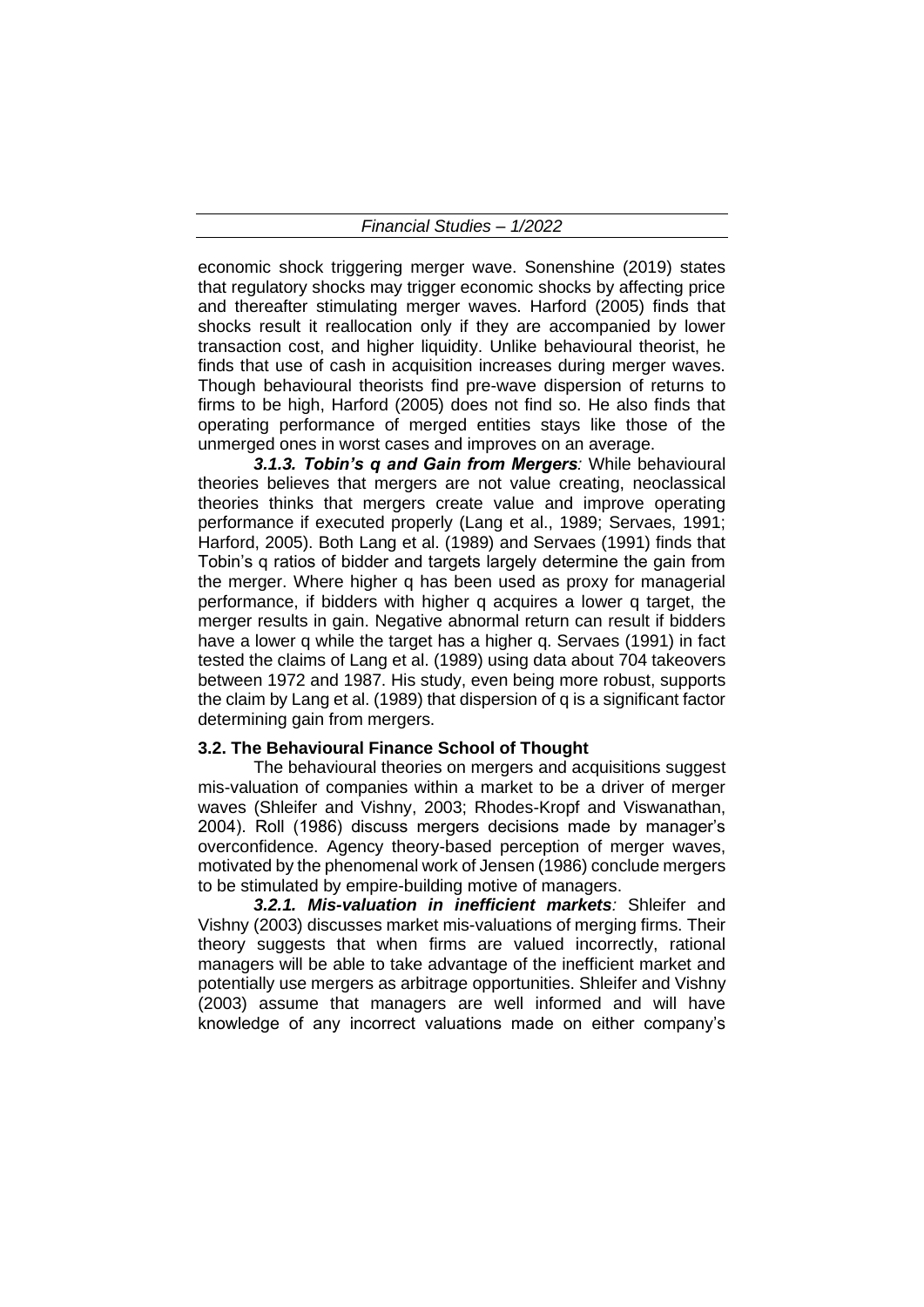economic shock triggering merger wave. Sonenshine (2019) states that regulatory shocks may trigger economic shocks by affecting price and thereafter stimulating merger waves. Harford (2005) finds that shocks result it reallocation only if they are accompanied by lower transaction cost, and higher liquidity. Unlike behavioural theorist, he finds that use of cash in acquisition increases during merger waves. Though behavioural theorists find pre-wave dispersion of returns to firms to be high, Harford (2005) does not find so. He also finds that operating performance of merged entities stays like those of the unmerged ones in worst cases and improves on an average.

***3.1.3. Tobin's q and Gain from Mergers****:* While behavioural theories believes that mergers are not value creating, neoclassical theories thinks that mergers create value and improve operating performance if executed properly (Lang et al., 1989; Servaes, 1991; Harford, 2005). Both Lang et al. (1989) and Servaes (1991) finds that Tobin's q ratios of bidder and targets largely determine the gain from the merger. Where higher q has been used as proxy for managerial performance, if bidders with higher q acquires a lower q target, the merger results in gain. Negative abnormal return can result if bidders have a lower q while the target has a higher q. Servaes (1991) in fact tested the claims of Lang et al. (1989) using data about 704 takeovers between 1972 and 1987. His study, even being more robust, supports the claim by Lang et al. (1989) that dispersion of q is a significant factor determining gain from mergers.

### 3.2. The Behavioural Finance School of Thought

The behavioural theories on mergers and acquisitions suggest mis-valuation of companies within a market to be a driver of merger waves (Shleifer and Vishny, 2003; Rhodes-Kropf and Viswanathan, 2004). Roll (1986) discuss mergers decisions made by manager's overconfidence. Agency theory-based perception of merger waves, motivated by the phenomenal work of Jensen (1986) conclude mergers to be stimulated by empire-building motive of managers.

***3.2.1. Mis-valuation in inefficient markets****:* Shleifer and Vishny (2003) discusses market mis-valuations of merging firms. Their theory suggests that when firms are valued incorrectly, rational managers will be able to take advantage of the inefficient market and potentially use mergers as arbitrage opportunities. Shleifer and Vishny (2003) assume that managers are well informed and will have knowledge of any incorrect valuations made on either company's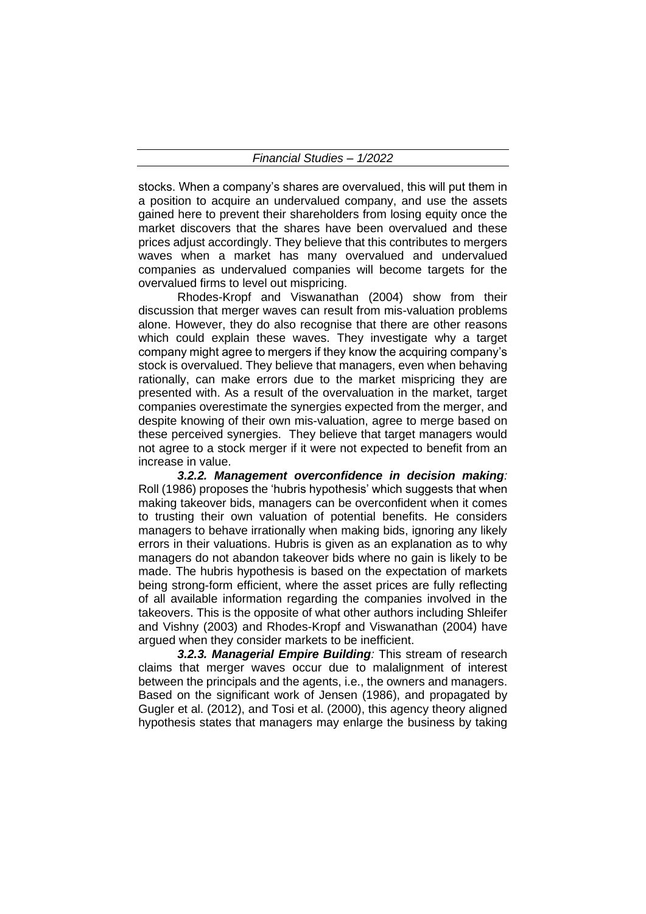stocks. When a company's shares are overvalued, this will put them in a position to acquire an undervalued company, and use the assets gained here to prevent their shareholders from losing equity once the market discovers that the shares have been overvalued and these prices adjust accordingly. They believe that this contributes to mergers waves when a market has many overvalued and undervalued companies as undervalued companies will become targets for the overvalued firms to level out mispricing.

Rhodes-Kropf and Viswanathan (2004) show from their discussion that merger waves can result from mis-valuation problems alone. However, they do also recognise that there are other reasons which could explain these waves. They investigate why a target company might agree to mergers if they know the acquiring company's stock is overvalued. They believe that managers, even when behaving rationally, can make errors due to the market mispricing they are presented with. As a result of the overvaluation in the market, target companies overestimate the synergies expected from the merger, and despite knowing of their own mis-valuation, agree to merge based on these perceived synergies. They believe that target managers would not agree to a stock merger if it were not expected to benefit from an increase in value.

***3.2.2. Management overconfidence in decision making**:* Roll (1986) proposes the 'hubris hypothesis' which suggests that when making takeover bids, managers can be overconfident when it comes to trusting their own valuation of potential benefits. He considers managers to behave irrationally when making bids, ignoring any likely errors in their valuations. Hubris is given as an explanation as to why managers do not abandon takeover bids where no gain is likely to be made. The hubris hypothesis is based on the expectation of markets being strong-form efficient, where the asset prices are fully reflecting of all available information regarding the companies involved in the takeovers. This is the opposite of what other authors including Shleifer and Vishny (2003) and Rhodes-Kropf and Viswanathan (2004) have argued when they consider markets to be inefficient.

***3.2.3. Managerial Empire Building**:* This stream of research claims that merger waves occur due to malalignment of interest between the principals and the agents, i.e., the owners and managers. Based on the significant work of Jensen (1986), and propagated by Gugler et al. (2012), and Tosi et al. (2000), this agency theory aligned hypothesis states that managers may enlarge the business by taking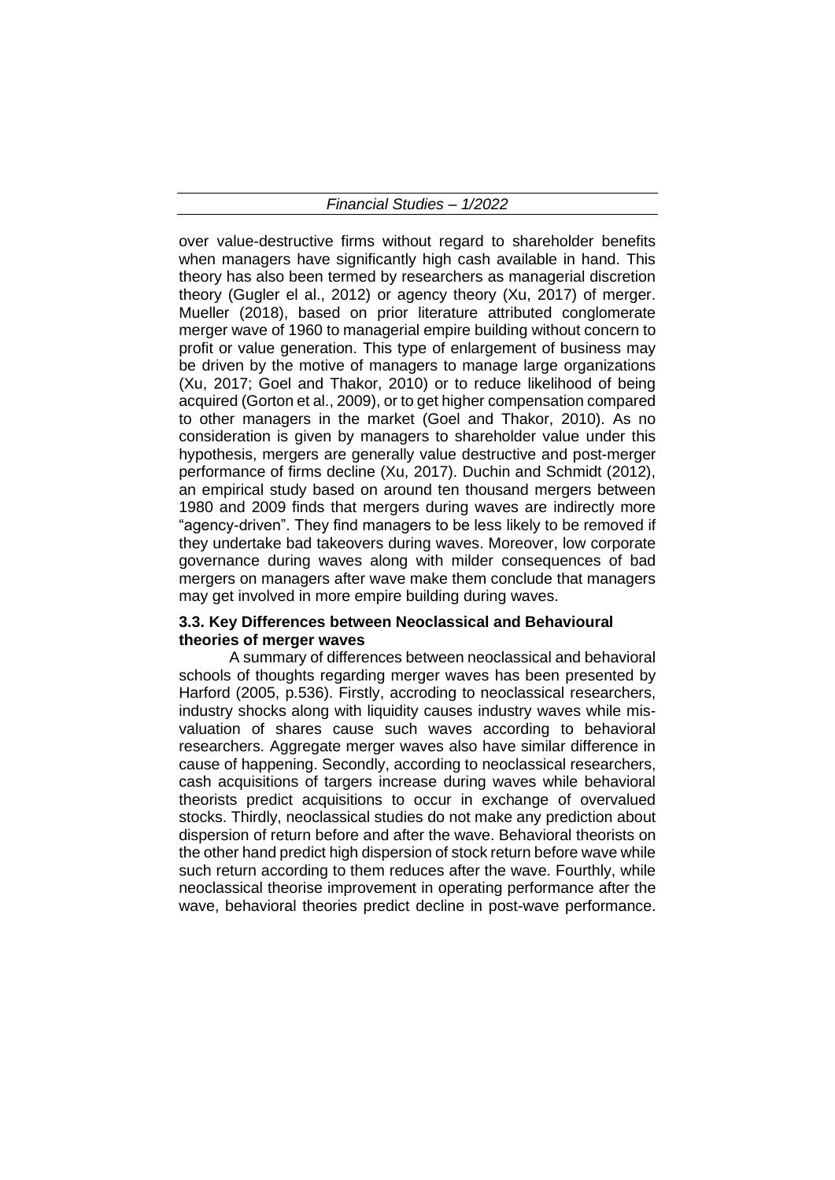over value-destructive firms without regard to shareholder benefits when managers have significantly high cash available in hand. This theory has also been termed by researchers as managerial discretion theory (Gugler el al., 2012) or agency theory (Xu, 2017) of merger. Mueller (2018), based on prior literature attributed conglomerate merger wave of 1960 to managerial empire building without concern to profit or value generation. This type of enlargement of business may be driven by the motive of managers to manage large organizations (Xu, 2017; Goel and Thakor, 2010) or to reduce likelihood of being acquired (Gorton et al., 2009), or to get higher compensation compared to other managers in the market (Goel and Thakor, 2010). As no consideration is given by managers to shareholder value under this hypothesis, mergers are generally value destructive and post-merger performance of firms decline (Xu, 2017). Duchin and Schmidt (2012), an empirical study based on around ten thousand mergers between 1980 and 2009 finds that mergers during waves are indirectly more "agency-driven". They find managers to be less likely to be removed if they undertake bad takeovers during waves. Moreover, low corporate governance during waves along with milder consequences of bad mergers on managers after wave make them conclude that managers may get involved in more empire building during waves.

### 3.3. Key Differences between Neoclassical and Behavioural theories of merger waves

A summary of differences between neoclassical and behavioral schools of thoughts regarding merger waves has been presented by Harford (2005, p.536). Firstly, accroding to neoclassical researchers, industry shocks along with liquidity causes industry waves while mis-valuation of shares cause such waves according to behavioral researchers. Aggregate merger waves also have similar difference in cause of happening. Secondly, according to neoclassical researchers, cash acquisitions of targers increase during waves while behavioral theorists predict acquisitions to occur in exchange of overvalued stocks. Thirdly, neoclassical studies do not make any prediction about dispersion of return before and after the wave. Behavioral theorists on the other hand predict high dispersion of stock return before wave while such return according to them reduces after the wave. Fourthly, while neoclassical theorise improvement in operating performance after the wave, behavioral theories predict decline in post-wave performance.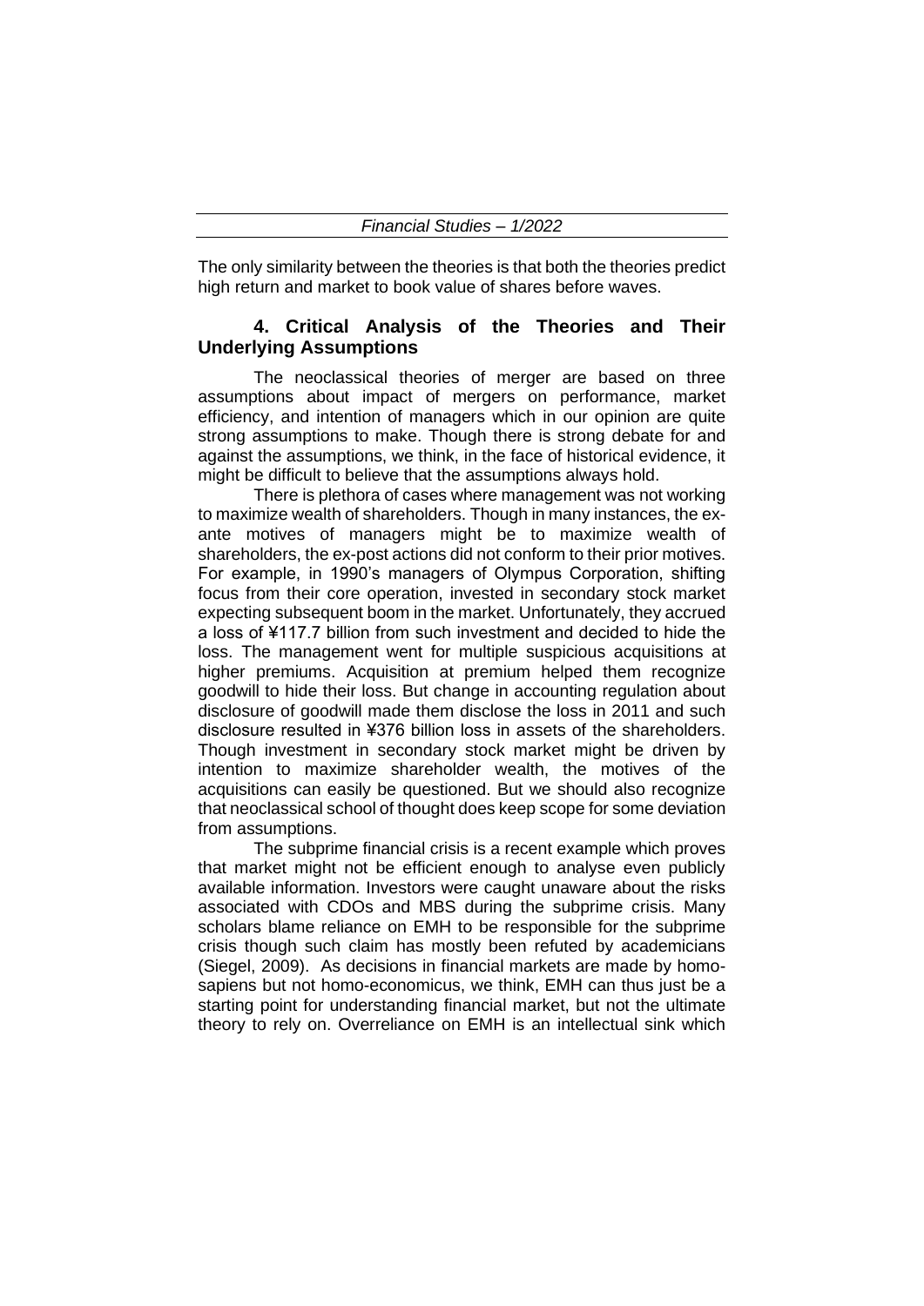The only similarity between the theories is that both the theories predict high return and market to book value of shares before waves.

## 4. Critical Analysis of the Theories and Their Underlying Assumptions

The neoclassical theories of merger are based on three assumptions about impact of mergers on performance, market efficiency, and intention of managers which in our opinion are quite strong assumptions to make. Though there is strong debate for and against the assumptions, we think, in the face of historical evidence, it might be difficult to believe that the assumptions always hold.

There is plethora of cases where management was not working to maximize wealth of shareholders. Though in many instances, the ex-ante motives of managers might be to maximize wealth of shareholders, the ex-post actions did not conform to their prior motives. For example, in 1990's managers of Olympus Corporation, shifting focus from their core operation, invested in secondary stock market expecting subsequent boom in the market. Unfortunately, they accrued a loss of ¥117.7 billion from such investment and decided to hide the loss. The management went for multiple suspicious acquisitions at higher premiums. Acquisition at premium helped them recognize goodwill to hide their loss. But change in accounting regulation about disclosure of goodwill made them disclose the loss in 2011 and such disclosure resulted in ¥376 billion loss in assets of the shareholders. Though investment in secondary stock market might be driven by intention to maximize shareholder wealth, the motives of the acquisitions can easily be questioned. But we should also recognize that neoclassical school of thought does keep scope for some deviation from assumptions.

The subprime financial crisis is a recent example which proves that market might not be efficient enough to analyse even publicly available information. Investors were caught unaware about the risks associated with CDOs and MBS during the subprime crisis. Many scholars blame reliance on EMH to be responsible for the subprime crisis though such claim has mostly been refuted by academicians (Siegel, 2009). As decisions in financial markets are made by homo-sapiens but not homo-economicus, we think, EMH can thus just be a starting point for understanding financial market, but not the ultimate theory to rely on. Overreliance on EMH is an intellectual sink which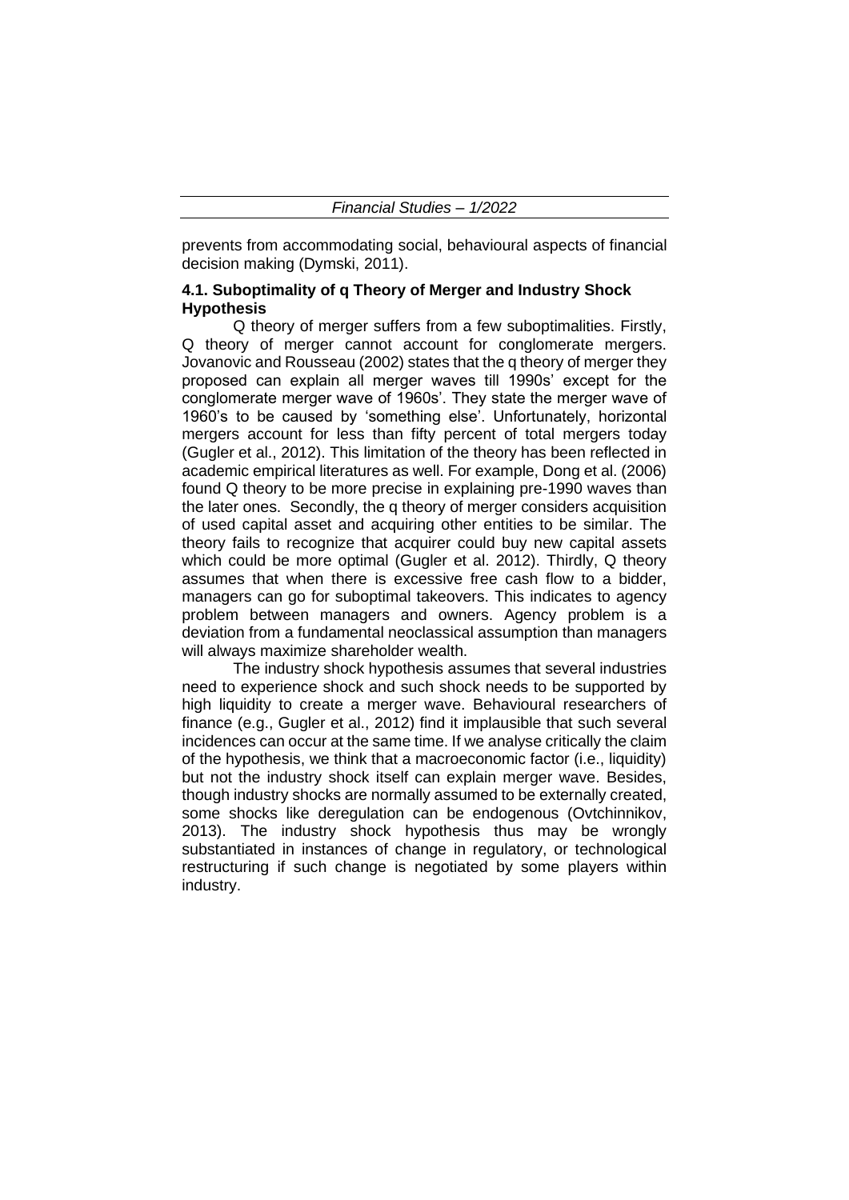prevents from accommodating social, behavioural aspects of financial decision making (Dymski, 2011).

### 4.1. Suboptimality of q Theory of Merger and Industry Shock Hypothesis

Q theory of merger suffers from a few suboptimalities. Firstly, Q theory of merger cannot account for conglomerate mergers. Jovanovic and Rousseau (2002) states that the q theory of merger they proposed can explain all merger waves till 1990s' except for the conglomerate merger wave of 1960s'. They state the merger wave of 1960's to be caused by 'something else'. Unfortunately, horizontal mergers account for less than fifty percent of total mergers today (Gugler et al., 2012). This limitation of the theory has been reflected in academic empirical literatures as well. For example, Dong et al. (2006) found Q theory to be more precise in explaining pre-1990 waves than the later ones. Secondly, the q theory of merger considers acquisition of used capital asset and acquiring other entities to be similar. The theory fails to recognize that acquirer could buy new capital assets which could be more optimal (Gugler et al. 2012). Thirdly, Q theory assumes that when there is excessive free cash flow to a bidder, managers can go for suboptimal takeovers. This indicates to agency problem between managers and owners. Agency problem is a deviation from a fundamental neoclassical assumption than managers will always maximize shareholder wealth.

The industry shock hypothesis assumes that several industries need to experience shock and such shock needs to be supported by high liquidity to create a merger wave. Behavioural researchers of finance (e.g., Gugler et al., 2012) find it implausible that such several incidences can occur at the same time. If we analyse critically the claim of the hypothesis, we think that a macroeconomic factor (i.e., liquidity) but not the industry shock itself can explain merger wave. Besides, though industry shocks are normally assumed to be externally created, some shocks like deregulation can be endogenous (Ovtchinnikov, 2013). The industry shock hypothesis thus may be wrongly substantiated in instances of change in regulatory, or technological restructuring if such change is negotiated by some players within industry.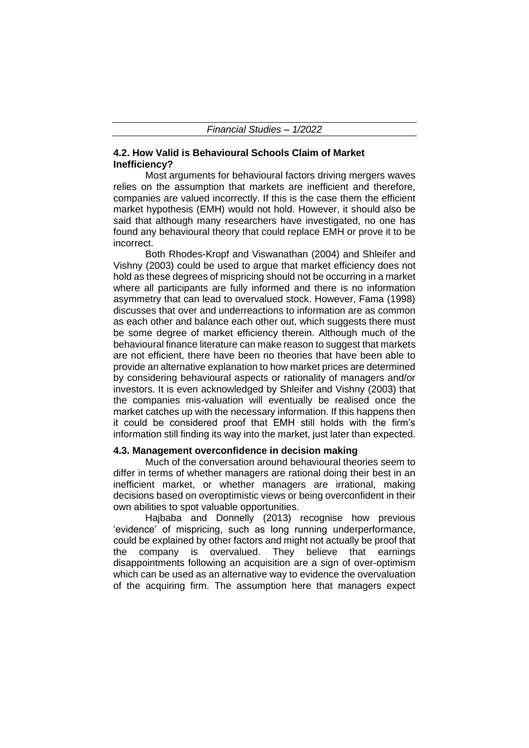### 4.2. How Valid is Behavioural Schools Claim of Market Inefficiency?

Most arguments for behavioural factors driving mergers waves relies on the assumption that markets are inefficient and therefore, companies are valued incorrectly. If this is the case them the efficient market hypothesis (EMH) would not hold. However, it should also be said that although many researchers have investigated, no one has found any behavioural theory that could replace EMH or prove it to be incorrect.

Both Rhodes-Kropf and Viswanathan (2004) and Shleifer and Vishny (2003) could be used to argue that market efficiency does not hold as these degrees of mispricing should not be occurring in a market where all participants are fully informed and there is no information asymmetry that can lead to overvalued stock. However, Fama (1998) discusses that over and underreactions to information are as common as each other and balance each other out, which suggests there must be some degree of market efficiency therein. Although much of the behavioural finance literature can make reason to suggest that markets are not efficient, there have been no theories that have been able to provide an alternative explanation to how market prices are determined by considering behavioural aspects or rationality of managers and/or investors. It is even acknowledged by Shleifer and Vishny (2003) that the companies mis-valuation will eventually be realised once the market catches up with the necessary information. If this happens then it could be considered proof that EMH still holds with the firm's information still finding its way into the market, just later than expected.

### 4.3. Management overconfidence in decision making

Much of the conversation around behavioural theories seem to differ in terms of whether managers are rational doing their best in an inefficient market, or whether managers are irrational, making decisions based on overoptimistic views or being overconfident in their own abilities to spot valuable opportunities.

Hajbaba and Donnelly (2013) recognise how previous 'evidence' of mispricing, such as long running underperformance, could be explained by other factors and might not actually be proof that the company is overvalued. They believe that earnings disappointments following an acquisition are a sign of over-optimism which can be used as an alternative way to evidence the overvaluation of the acquiring firm. The assumption here that managers expect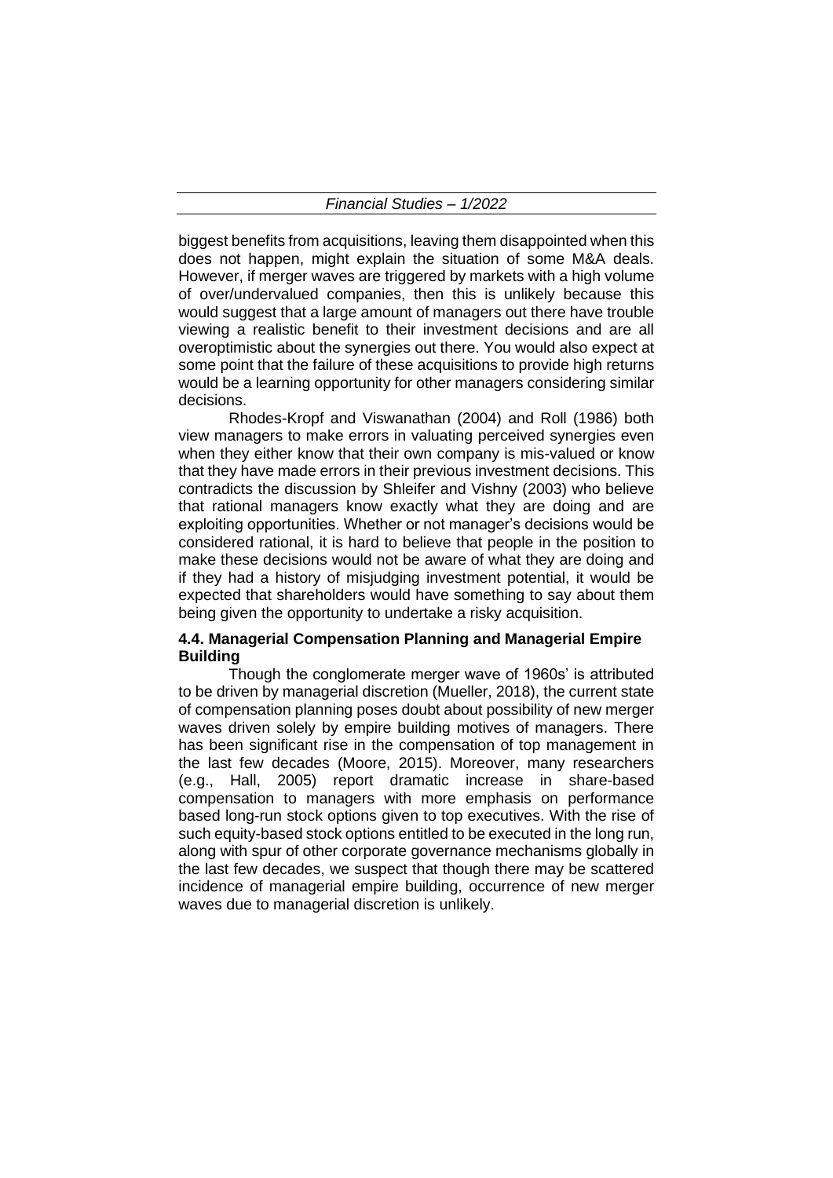biggest benefits from acquisitions, leaving them disappointed when this does not happen, might explain the situation of some M&A deals. However, if merger waves are triggered by markets with a high volume of over/undervalued companies, then this is unlikely because this would suggest that a large amount of managers out there have trouble viewing a realistic benefit to their investment decisions and are all overoptimistic about the synergies out there. You would also expect at some point that the failure of these acquisitions to provide high returns would be a learning opportunity for other managers considering similar decisions.

Rhodes-Kropf and Viswanathan (2004) and Roll (1986) both view managers to make errors in valuating perceived synergies even when they either know that their own company is mis-valued or know that they have made errors in their previous investment decisions. This contradicts the discussion by Shleifer and Vishny (2003) who believe that rational managers know exactly what they are doing and are exploiting opportunities. Whether or not manager's decisions would be considered rational, it is hard to believe that people in the position to make these decisions would not be aware of what they are doing and if they had a history of misjudging investment potential, it would be expected that shareholders would have something to say about them being given the opportunity to undertake a risky acquisition.

### 4.4. Managerial Compensation Planning and Managerial Empire Building

Though the conglomerate merger wave of 1960s' is attributed to be driven by managerial discretion (Mueller, 2018), the current state of compensation planning poses doubt about possibility of new merger waves driven solely by empire building motives of managers. There has been significant rise in the compensation of top management in the last few decades (Moore, 2015). Moreover, many researchers (e.g., Hall, 2005) report dramatic increase in share-based compensation to managers with more emphasis on performance based long-run stock options given to top executives. With the rise of such equity-based stock options entitled to be executed in the long run, along with spur of other corporate governance mechanisms globally in the last few decades, we suspect that though there may be scattered incidence of managerial empire building, occurrence of new merger waves due to managerial discretion is unlikely.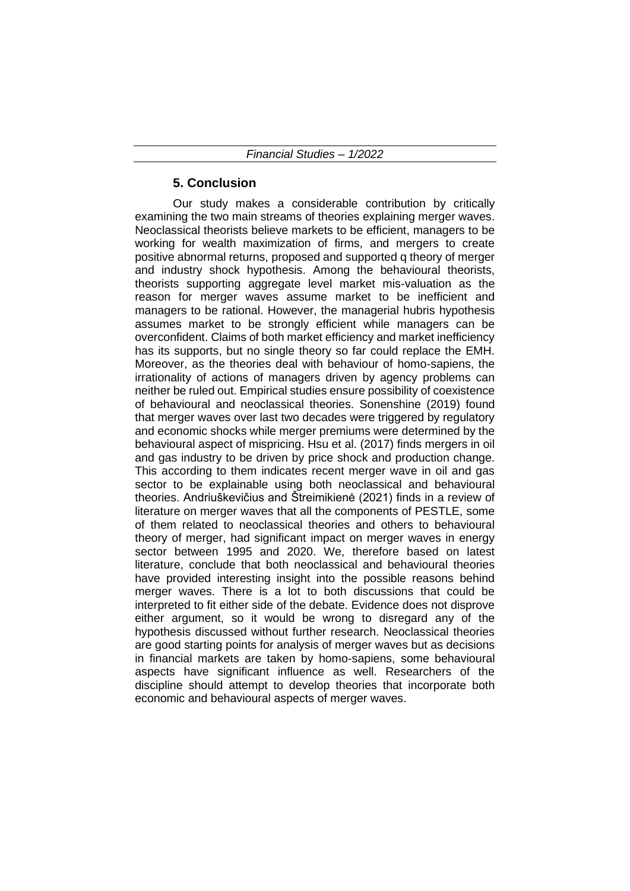## 5. Conclusion

Our study makes a considerable contribution by critically examining the two main streams of theories explaining merger waves. Neoclassical theorists believe markets to be efficient, managers to be working for wealth maximization of firms, and mergers to create positive abnormal returns, proposed and supported q theory of merger and industry shock hypothesis. Among the behavioural theorists, theorists supporting aggregate level market mis-valuation as the reason for merger waves assume market to be inefficient and managers to be rational. However, the managerial hubris hypothesis assumes market to be strongly efficient while managers can be overconfident. Claims of both market efficiency and market inefficiency has its supports, but no single theory so far could replace the EMH. Moreover, as the theories deal with behaviour of homo-sapiens, the irrationality of actions of managers driven by agency problems can neither be ruled out. Empirical studies ensure possibility of coexistence of behavioural and neoclassical theories. Sonenshine (2019) found that merger waves over last two decades were triggered by regulatory and economic shocks while merger premiums were determined by the behavioural aspect of mispricing. Hsu et al. (2017) finds mergers in oil and gas industry to be driven by price shock and production change. This according to them indicates recent merger wave in oil and gas sector to be explainable using both neoclassical and behavioural theories. Andriuškevičius and Štreimikienė (2021) finds in a review of literature on merger waves that all the components of PESTLE, some of them related to neoclassical theories and others to behavioural theory of merger, had significant impact on merger waves in energy sector between 1995 and 2020. We, therefore based on latest literature, conclude that both neoclassical and behavioural theories have provided interesting insight into the possible reasons behind merger waves. There is a lot to both discussions that could be interpreted to fit either side of the debate. Evidence does not disprove either argument, so it would be wrong to disregard any of the hypothesis discussed without further research. Neoclassical theories are good starting points for analysis of merger waves but as decisions in financial markets are taken by homo-sapiens, some behavioural aspects have significant influence as well. Researchers of the discipline should attempt to develop theories that incorporate both economic and behavioural aspects of merger waves.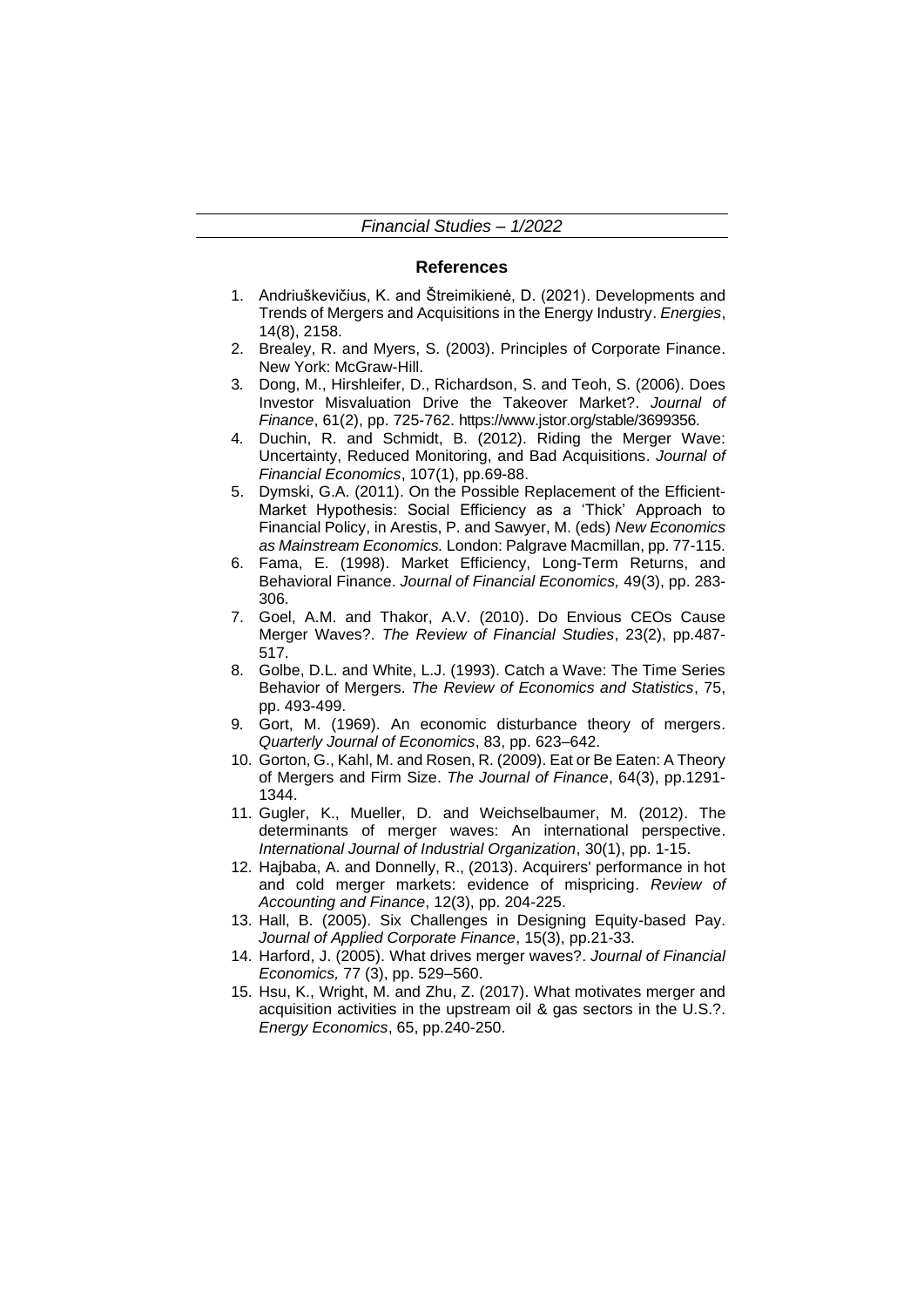## References

1. Andriuškevičius, K. and Štreimikienė, D. (2021). Developments and Trends of Mergers and Acquisitions in the Energy Industry. *Energies*, 14(8), 2158.
2. Brealey, R. and Myers, S. (2003). Principles of Corporate Finance. New York: McGraw-Hill.
3. Dong, M., Hirshleifer, D., Richardson, S. and Teoh, S. (2006). Does Investor Misvaluation Drive the Takeover Market?. *Journal of Finance*, 61(2), pp. 725-762. https://www.jstor.org/stable/3699356.
4. Duchin, R. and Schmidt, B. (2012). Riding the Merger Wave: Uncertainty, Reduced Monitoring, and Bad Acquisitions. *Journal of Financial Economics*, 107(1), pp.69-88.
5. Dymski, G.A. (2011). On the Possible Replacement of the Efficient-Market Hypothesis: Social Efficiency as a 'Thick' Approach to Financial Policy, in Arestis, P. and Sawyer, M. (eds) *New Economics as Mainstream Economics.* London: Palgrave Macmillan, pp. 77-115.
6. Fama, E. (1998). Market Efficiency, Long-Term Returns, and Behavioral Finance. *Journal of Financial Economics,* 49(3), pp. 283-306.
7. Goel, A.M. and Thakor, A.V. (2010). Do Envious CEOs Cause Merger Waves?. *The Review of Financial Studies*, 23(2), pp.487-517.
8. Golbe, D.L. and White, L.J. (1993). Catch a Wave: The Time Series Behavior of Mergers. *The Review of Economics and Statistics*, 75, pp. 493-499.
9. Gort, M. (1969). An economic disturbance theory of mergers. *Quarterly Journal of Economics*, 83, pp. 623–642.
10. Gorton, G., Kahl, M. and Rosen, R. (2009). Eat or Be Eaten: A Theory of Mergers and Firm Size. *The Journal of Finance*, 64(3), pp.1291-1344.
11. Gugler, K., Mueller, D. and Weichselbaumer, M. (2012). The determinants of merger waves: An international perspective. *International Journal of Industrial Organization*, 30(1), pp. 1-15.
12. Hajbaba, A. and Donnelly, R., (2013). Acquirers' performance in hot and cold merger markets: evidence of mispricing. *Review of Accounting and Finance*, 12(3), pp. 204-225.
13. Hall, B. (2005). Six Challenges in Designing Equity-based Pay. *Journal of Applied Corporate Finance*, 15(3), pp.21-33.
14. Harford, J. (2005). What drives merger waves?. *Journal of Financial Economics,* 77 (3), pp. 529–560.
15. Hsu, K., Wright, M. and Zhu, Z. (2017). What motivates merger and acquisition activities in the upstream oil & gas sectors in the U.S.?. *Energy Economics*, 65, pp.240-250.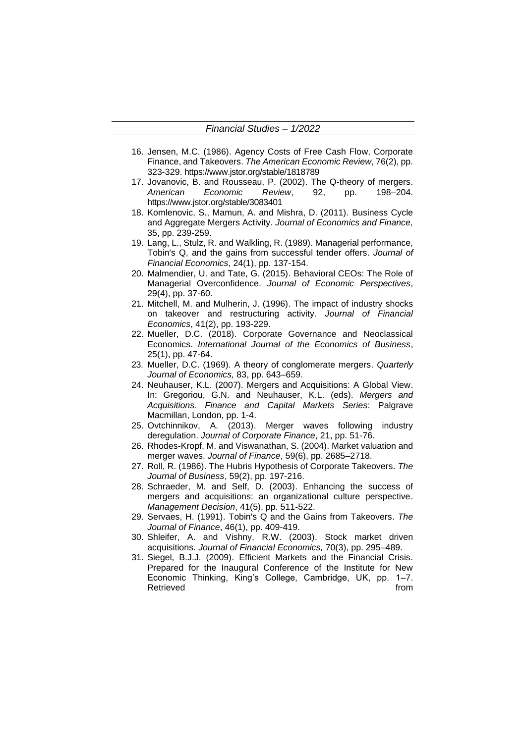16. Jensen, M.C. (1986). Agency Costs of Free Cash Flow, Corporate Finance, and Takeovers. *The American Economic Review*, 76(2), pp. 323-329. https://www.jstor.org/stable/1818789
17. Jovanovic, B. and Rousseau, P. (2002). The Q-theory of mergers. *American Economic Review*, 92, pp. 198–204. https://www.jstor.org/stable/3083401
18. Komlenovic, S., Mamun, A. and Mishra, D. (2011). Business Cycle and Aggregate Mergers Activity. *Journal of Economics and Finance,* 35, pp. 239-259.
19. Lang, L., Stulz, R. and Walkling, R. (1989). Managerial performance, Tobin's Q, and the gains from successful tender offers. *Journal of Financial Economics*, 24(1), pp. 137-154.
20. Malmendier, U. and Tate, G. (2015). Behavioral CEOs: The Role of Managerial Overconfidence. *Journal of Economic Perspectives*, 29(4), pp. 37-60.
21. Mitchell, M. and Mulherin, J. (1996). The impact of industry shocks on takeover and restructuring activity. *Journal of Financial Economics*, 41(2), pp. 193-229.
22. Mueller, D.C. (2018). Corporate Governance and Neoclassical Economics. *International Journal of the Economics of Business*, 25(1), pp. 47-64.
23. Mueller, D.C. (1969). A theory of conglomerate mergers. *Quarterly Journal of Economics,* 83, pp. 643–659.
24. Neuhauser, K.L. (2007). Mergers and Acquisitions: A Global View. In: Gregoriou, G.N. and Neuhauser, K.L. (eds). *Mergers and Acquisitions. Finance and Capital Markets Series*: Palgrave Macmillan, London, pp. 1-4.
25. Ovtchinnikov, A. (2013). Merger waves following industry deregulation. *Journal of Corporate Finance*, 21, pp. 51-76.
26. Rhodes-Kropf, M. and Viswanathan, S. (2004). Market valuation and merger waves. *Journal of Finance*, 59(6), pp. 2685–2718.
27. Roll, R. (1986). The Hubris Hypothesis of Corporate Takeovers. *The Journal of Business*, 59(2), pp. 197-216.
28. Schraeder, M. and Self, D. (2003). Enhancing the success of mergers and acquisitions: an organizational culture perspective. *Management Decision*, 41(5), pp. 511-522.
29. Servaes, H. (1991). Tobin's Q and the Gains from Takeovers. *The Journal of Finance*, 46(1), pp. 409-419.
30. Shleifer, A. and Vishny, R.W. (2003). Stock market driven acquisitions. *Journal of Financial Economics,* 70(3), pp. 295–489.
31. Siegel, B.J.J. (2009). Efficient Markets and the Financial Crisis. Prepared for the Inaugural Conference of the Institute for New Economic Thinking, King's College, Cambridge, UK, pp. 1–7. Retrieved from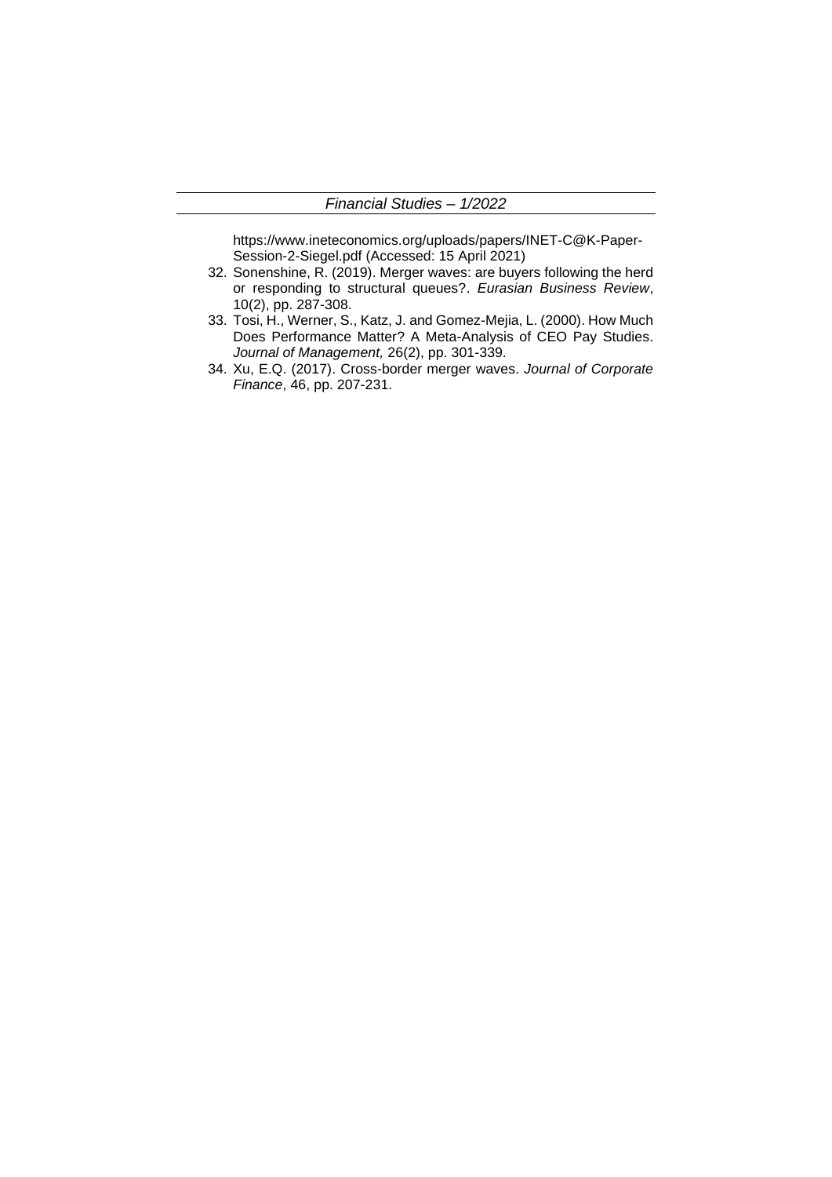https://www.ineteconomics.org/uploads/papers/INET-C@K-Paper-Session-2-Siegel.pdf (Accessed: 15 April 2021)

32. Sonenshine, R. (2019). Merger waves: are buyers following the herd or responding to structural queues?. *Eurasian Business Review*, 10(2), pp. 287-308.
33. Tosi, H., Werner, S., Katz, J. and Gomez-Mejia, L. (2000). How Much Does Performance Matter? A Meta-Analysis of CEO Pay Studies. *Journal of Management,* 26(2), pp. 301-339.
34. Xu, E.Q. (2017). Cross-border merger waves. *Journal of Corporate Finance*, 46, pp. 207-231.